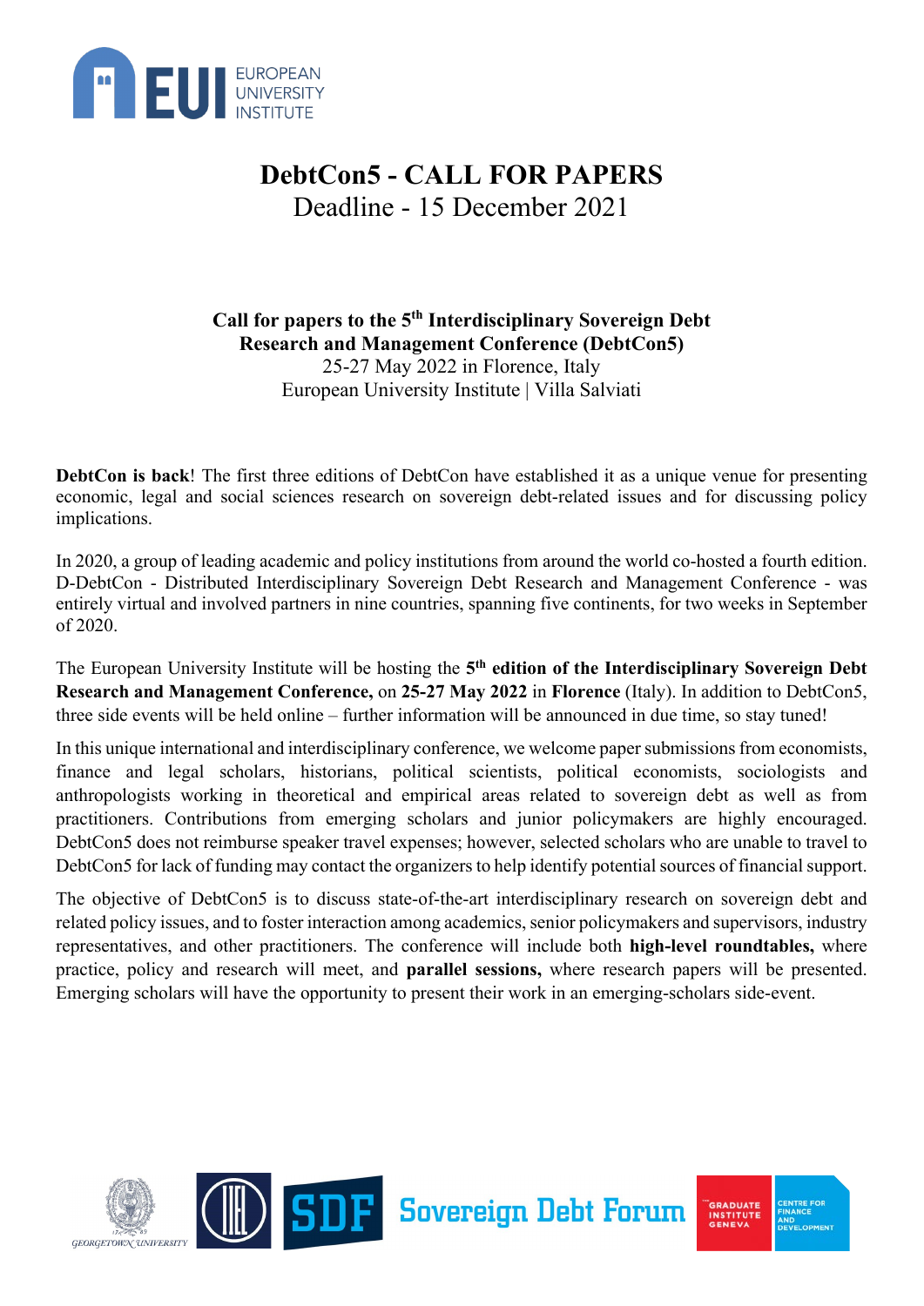# DebtCon5 - CALL FOR PAPERS

Deadline - 15 December 2021

**Call for papers to the 5th Interdisciplinary Sovereign Debt Research and Management Conference (DebtCon5)**
25-27 May 2022 in Florence, Italy
European University Institute | Villa Salviati

**DebtCon is back**! The first three editions of DebtCon have established it as a unique venue for presenting economic, legal and social sciences research on sovereign debt-related issues and for discussing policy implications.

In 2020, a group of leading academic and policy institutions from around the world co-hosted a fourth edition. D-DebtCon - Distributed Interdisciplinary Sovereign Debt Research and Management Conference - was entirely virtual and involved partners in nine countries, spanning five continents, for two weeks in September of 2020.

The European University Institute will be hosting the **5th edition of the Interdisciplinary Sovereign Debt Research and Management Conference,** on **25-27 May 2022** in **Florence** (Italy). In addition to DebtCon5, three side events will be held online – further information will be announced in due time, so stay tuned!

In this unique international and interdisciplinary conference, we welcome paper submissions from economists, finance and legal scholars, historians, political scientists, political economists, sociologists and anthropologists working in theoretical and empirical areas related to sovereign debt as well as from practitioners. Contributions from emerging scholars and junior policymakers are highly encouraged. DebtCon5 does not reimburse speaker travel expenses; however, selected scholars who are unable to travel to DebtCon5 for lack of funding may contact the organizers to help identify potential sources of financial support.

The objective of DebtCon5 is to discuss state-of-the-art interdisciplinary research on sovereign debt and related policy issues, and to foster interaction among academics, senior policymakers and supervisors, industry representatives, and other practitioners. The conference will include both **high-level roundtables,** where practice, policy and research will meet, and **parallel sessions,** where research papers will be presented. Emerging scholars will have the opportunity to present their work in an emerging-scholars side-event.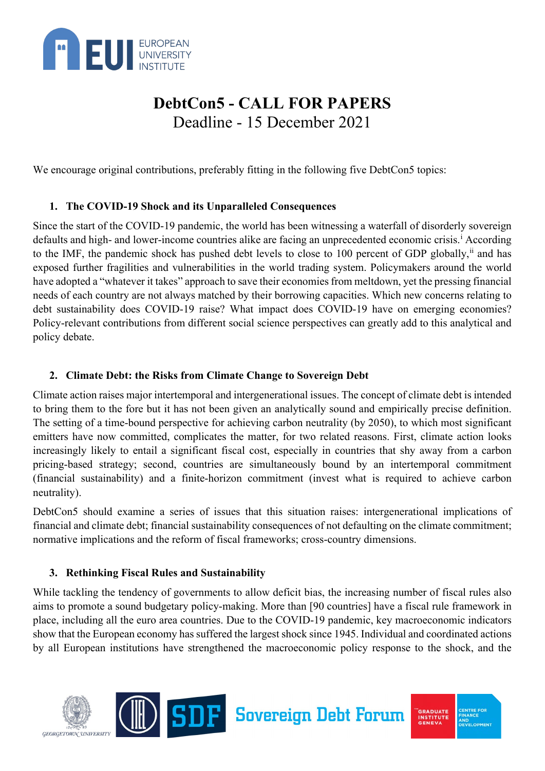# DebtCon5 - CALL FOR PAPERS

Deadline - 15 December 2021

We encourage original contributions, preferably fitting in the following five DebtCon5 topics:

### 1. The COVID-19 Shock and its Unparalleled Consequences

Since the start of the COVID-19 pandemic, the world has been witnessing a waterfall of disorderly sovereign defaults and high- and lower-income countries alike are facing an unprecedented economic crisis.[i] According to the IMF, the pandemic shock has pushed debt levels to close to 100 percent of GDP globally,[ii] and has exposed further fragilities and vulnerabilities in the world trading system. Policymakers around the world have adopted a "whatever it takes" approach to save their economies from meltdown, yet the pressing financial needs of each country are not always matched by their borrowing capacities. Which new concerns relating to debt sustainability does COVID-19 raise? What impact does COVID-19 have on emerging economies? Policy-relevant contributions from different social science perspectives can greatly add to this analytical and policy debate.

### 2. Climate Debt: the Risks from Climate Change to Sovereign Debt

Climate action raises major intertemporal and intergenerational issues. The concept of climate debt is intended to bring them to the fore but it has not been given an analytically sound and empirically precise definition. The setting of a time-bound perspective for achieving carbon neutrality (by 2050), to which most significant emitters have now committed, complicates the matter, for two related reasons. First, climate action looks increasingly likely to entail a significant fiscal cost, especially in countries that shy away from a carbon pricing-based strategy; second, countries are simultaneously bound by an intertemporal commitment (financial sustainability) and a finite-horizon commitment (invest what is required to achieve carbon neutrality).

DebtCon5 should examine a series of issues that this situation raises: intergenerational implications of financial and climate debt; financial sustainability consequences of not defaulting on the climate commitment; normative implications and the reform of fiscal frameworks; cross-country dimensions.

### 3. Rethinking Fiscal Rules and Sustainability

While tackling the tendency of governments to allow deficit bias, the increasing number of fiscal rules also aims to promote a sound budgetary policy-making. More than [90 countries] have a fiscal rule framework in place, including all the euro area countries. Due to the COVID-19 pandemic, key macroeconomic indicators show that the European economy has suffered the largest shock since 1945. Individual and coordinated actions by all European institutions have strengthened the macroeconomic policy response to the shock, and the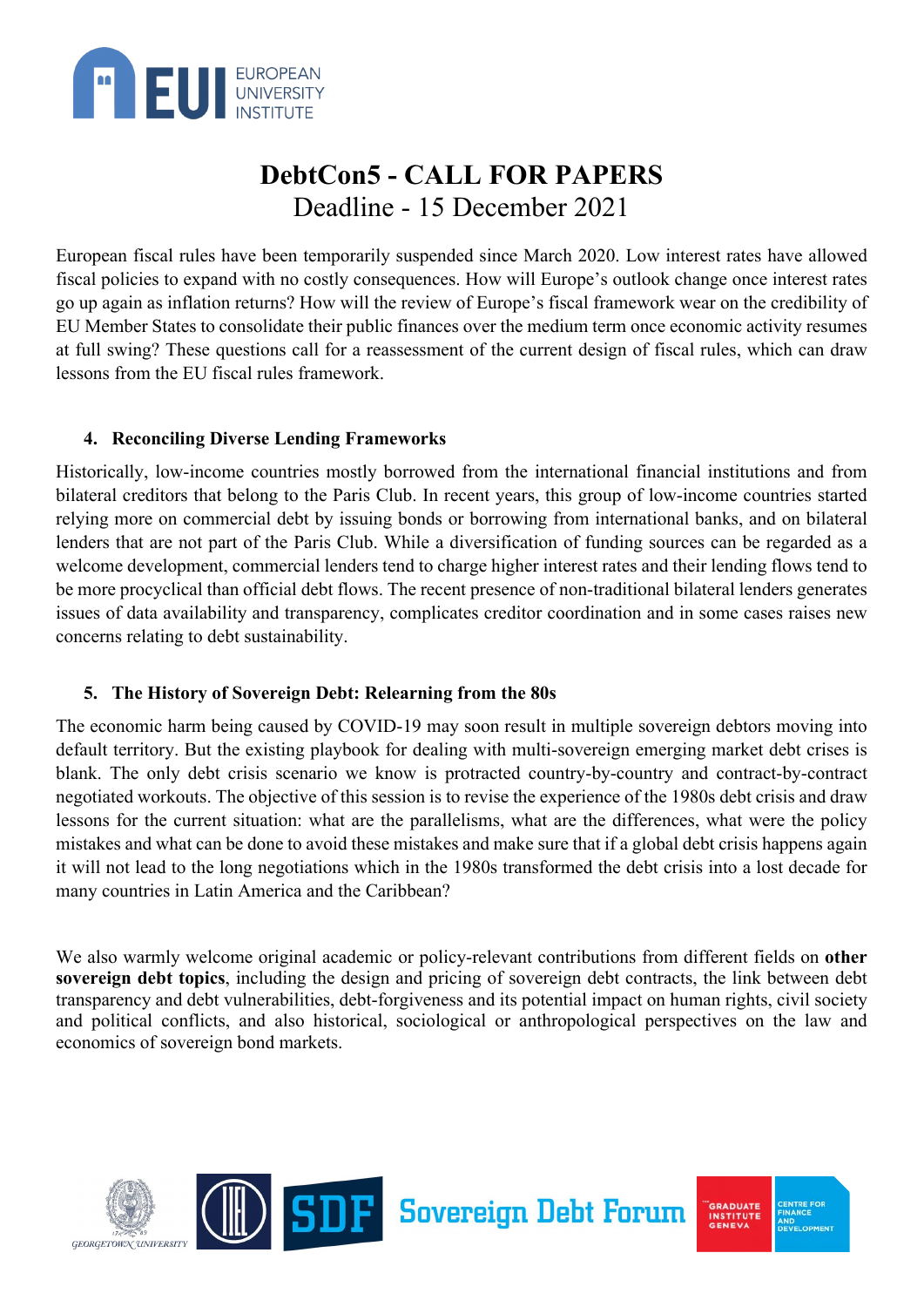# DebtCon5 - CALL FOR PAPERS

Deadline - 15 December 2021

European fiscal rules have been temporarily suspended since March 2020. Low interest rates have allowed fiscal policies to expand with no costly consequences. How will Europe's outlook change once interest rates go up again as inflation returns? How will the review of Europe's fiscal framework wear on the credibility of EU Member States to consolidate their public finances over the medium term once economic activity resumes at full swing? These questions call for a reassessment of the current design of fiscal rules, which can draw lessons from the EU fiscal rules framework.

## 4. Reconciling Diverse Lending Frameworks

Historically, low-income countries mostly borrowed from the international financial institutions and from bilateral creditors that belong to the Paris Club. In recent years, this group of low-income countries started relying more on commercial debt by issuing bonds or borrowing from international banks, and on bilateral lenders that are not part of the Paris Club. While a diversification of funding sources can be regarded as a welcome development, commercial lenders tend to charge higher interest rates and their lending flows tend to be more procyclical than official debt flows. The recent presence of non-traditional bilateral lenders generates issues of data availability and transparency, complicates creditor coordination and in some cases raises new concerns relating to debt sustainability.

## 5. The History of Sovereign Debt: Relearning from the 80s

The economic harm being caused by COVID-19 may soon result in multiple sovereign debtors moving into default territory. But the existing playbook for dealing with multi-sovereign emerging market debt crises is blank. The only debt crisis scenario we know is protracted country-by-country and contract-by-contract negotiated workouts. The objective of this session is to revise the experience of the 1980s debt crisis and draw lessons for the current situation: what are the parallelisms, what are the differences, what were the policy mistakes and what can be done to avoid these mistakes and make sure that if a global debt crisis happens again it will not lead to the long negotiations which in the 1980s transformed the debt crisis into a lost decade for many countries in Latin America and the Caribbean?

We also warmly welcome original academic or policy-relevant contributions from different fields on **other sovereign debt topics**, including the design and pricing of sovereign debt contracts, the link between debt transparency and debt vulnerabilities, debt-forgiveness and its potential impact on human rights, civil society and political conflicts, and also historical, sociological or anthropological perspectives on the law and economics of sovereign bond markets.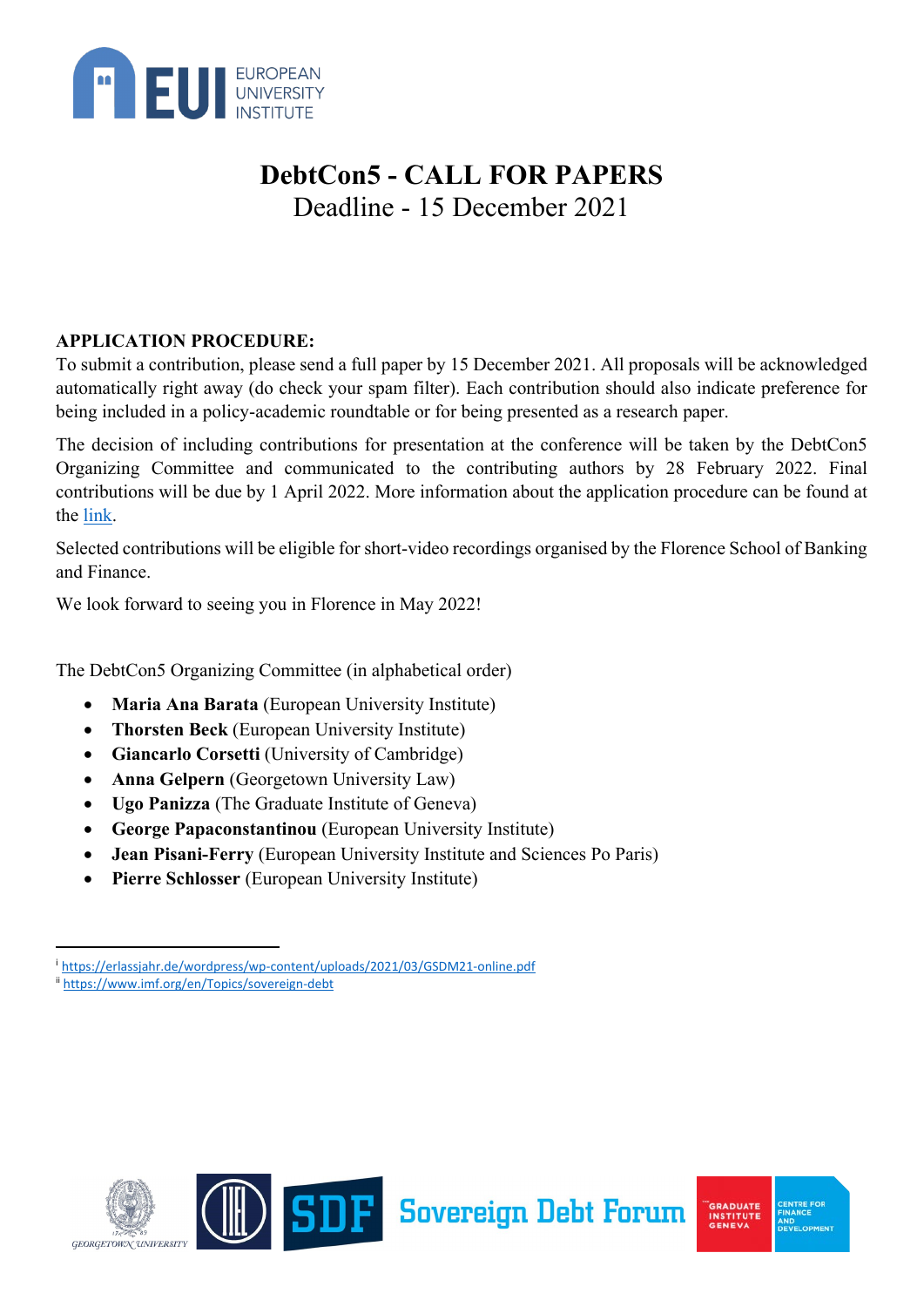# DebtCon5 - CALL FOR PAPERS

Deadline - 15 December 2021

**APPLICATION PROCEDURE:**

To submit a contribution, please send a full paper by 15 December 2021. All proposals will be acknowledged automatically right away (do check your spam filter). Each contribution should also indicate preference for being included in a policy-academic roundtable or for being presented as a research paper.

The decision of including contributions for presentation at the conference will be taken by the DebtCon5 Organizing Committee and communicated to the contributing authors by 28 February 2022. Final contributions will be due by 1 April 2022. More information about the application procedure can be found at the link.

Selected contributions will be eligible for short-video recordings organised by the Florence School of Banking and Finance.

We look forward to seeing you in Florence in May 2022!

The DebtCon5 Organizing Committee (in alphabetical order)

- **Maria Ana Barata** (European University Institute)
- **Thorsten Beck** (European University Institute)
- **Giancarlo Corsetti** (University of Cambridge)
- **Anna Gelpern** (Georgetown University Law)
- **Ugo Panizza** (The Graduate Institute of Geneva)
- **George Papaconstantinou** (European University Institute)
- **Jean Pisani-Ferry** (European University Institute and Sciences Po Paris)
- **Pierre Schlosser** (European University Institute)

---

[i] https://erlassjahr.de/wordpress/wp-content/uploads/2021/03/GSDM21-online.pdf

[ii] https://www.imf.org/en/Topics/sovereign-debt